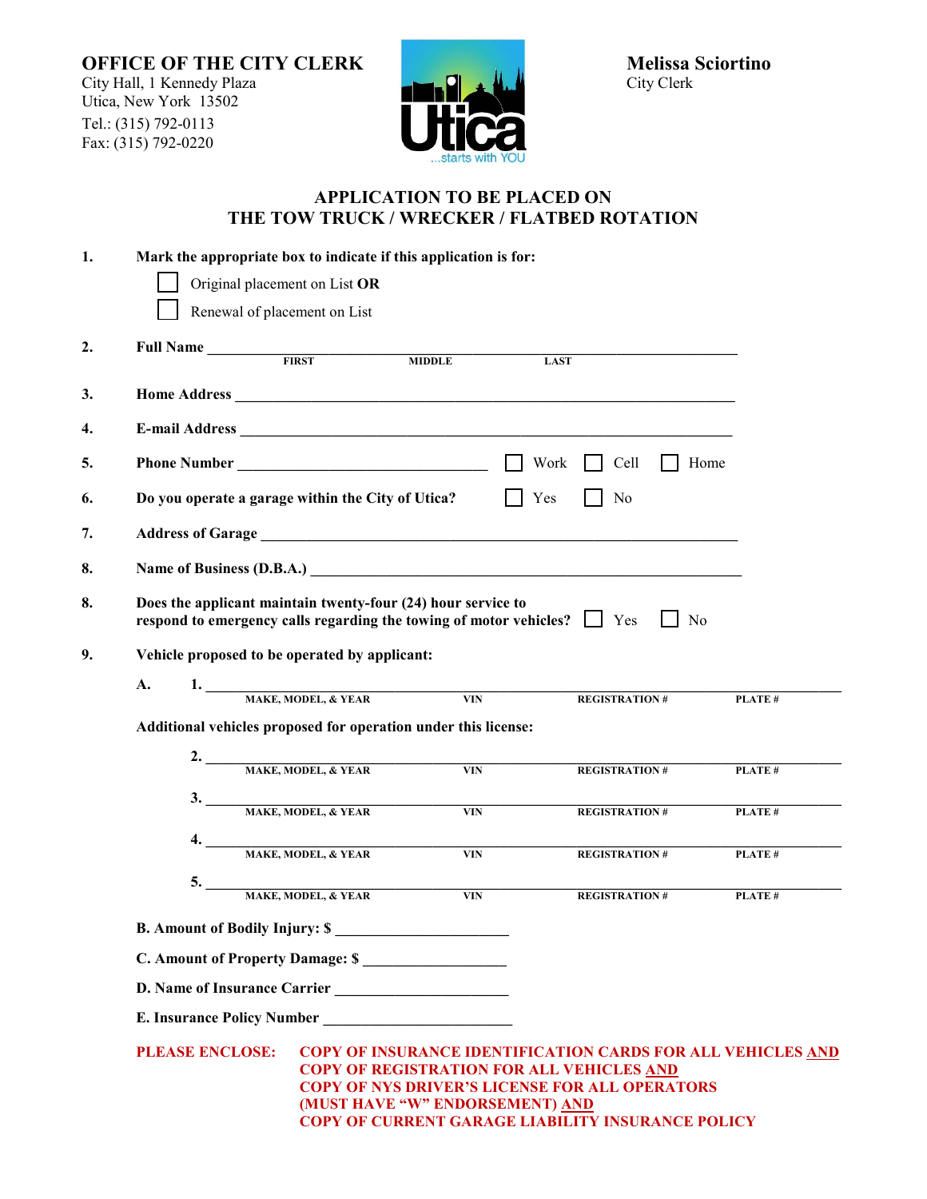**OFFICE OF THE CITY CLERK**
City Hall, 1 Kennedy Plaza
Utica, New York 13502
Tel.: (315) 792-0113
Fax: (315) 792-0220

**Melissa Sciortino**
City Clerk

Utica ...starts with YOU

## APPLICATION TO BE PLACED ON THE TOW TRUCK / WRECKER / FLATBED ROTATION

**1.** **Mark the appropriate box to indicate if this application is for:**

☐ Original placement on List **OR**

☐ Renewal of placement on List

**2.** **Full Name** ______________________________________________
FIRST MIDDLE LAST

**3.** **Home Address** ______________________________________________

**4.** **E-mail Address** ______________________________________________

**5.** **Phone Number** ______________________ ☐ Work ☐ Cell ☐ Home

**6.** **Do you operate a garage within the City of Utica?** ☐ Yes ☐ No

**7.** **Address of Garage** ______________________________________________

**8.** **Name of Business (D.B.A.)** ______________________________________________

**8.** **Does the applicant maintain twenty-four (24) hour service to respond to emergency calls regarding the towing of motor vehicles?** ☐ Yes ☐ No

**9.** **Vehicle proposed to be operated by applicant:**

**A.** **1.** ______________________________________________
MAKE, MODEL, & YEAR VIN REGISTRATION # PLATE #

**Additional vehicles proposed for operation under this license:**

**2.** ______________________________________________
MAKE, MODEL, & YEAR VIN REGISTRATION # PLATE #

**3.** ______________________________________________
MAKE, MODEL, & YEAR VIN REGISTRATION # PLATE #

**4.** ______________________________________________
MAKE, MODEL, & YEAR VIN REGISTRATION # PLATE #

**5.** ______________________________________________
MAKE, MODEL, & YEAR VIN REGISTRATION # PLATE #

**B. Amount of Bodily Injury: $** ______________________

**C. Amount of Property Damage: $** ______________________

**D. Name of Insurance Carrier** ______________________

**E. Insurance Policy Number** ______________________

**PLEASE ENCLOSE:** **COPY OF INSURANCE IDENTIFICATION CARDS FOR ALL VEHICLES AND**
**COPY OF REGISTRATION FOR ALL VEHICLES AND**
**COPY OF NYS DRIVER'S LICENSE FOR ALL OPERATORS (MUST HAVE "W" ENDORSEMENT) AND**
**COPY OF CURRENT GARAGE LIABILITY INSURANCE POLICY**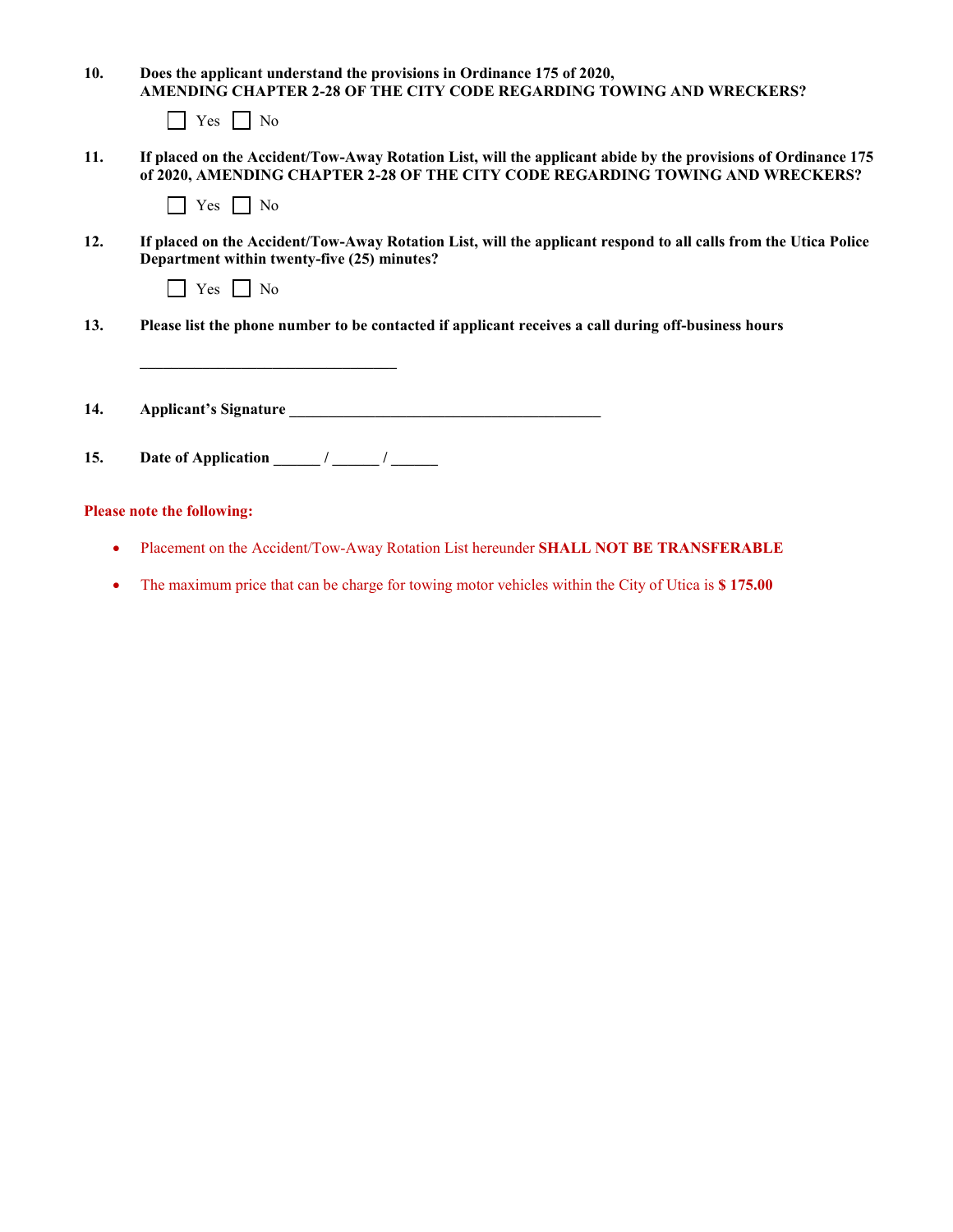**10. Does the applicant understand the provisions in Ordinance 175 of 2020, AMENDING CHAPTER 2-28 OF THE CITY CODE REGARDING TOWING AND WRECKERS?**

☐ Yes ☐ No

**11. If placed on the Accident/Tow-Away Rotation List, will the applicant abide by the provisions of Ordinance 175 of 2020, AMENDING CHAPTER 2-28 OF THE CITY CODE REGARDING TOWING AND WRECKERS?**

☐ Yes ☐ No

**12. If placed on the Accident/Tow-Away Rotation List, will the applicant respond to all calls from the Utica Police Department within twenty-five (25) minutes?**

☐ Yes ☐ No

**13. Please list the phone number to be contacted if applicant receives a call during off-business hours**

________________________________

**14. Applicant's Signature** ________________________________________

**15. Date of Application** ______ / ______ / ______

**Please note the following:**

- Placement on the Accident/Tow-Away Rotation List hereunder **SHALL NOT BE TRANSFERABLE**
- The maximum price that can be charge for towing motor vehicles within the City of Utica is **$ 175.00**